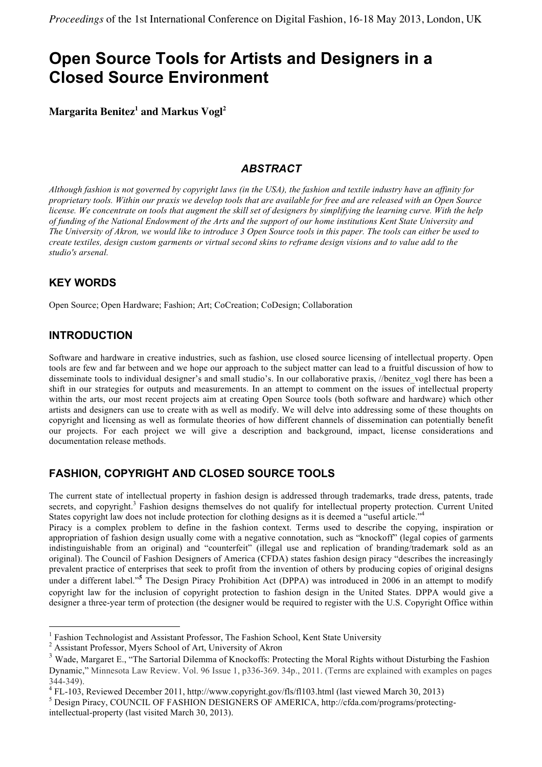*Proceedings* of the 1st International Conference on Digital Fashion, 16-18 May 2013, London, UK

# Open Source Tools for Artists and Designers in a Closed Source Environment

**Margarita Benitez[1] and Markus Vogl[2]**

### *ABSTRACT*

*Although fashion is not governed by copyright laws (in the USA), the fashion and textile industry have an affinity for proprietary tools. Within our praxis we develop tools that are available for free and are released with an Open Source license. We concentrate on tools that augment the skill set of designers by simplifying the learning curve. With the help of funding of the National Endowment of the Arts and the support of our home institutions Kent State University and The University of Akron, we would like to introduce 3 Open Source tools in this paper. The tools can either be used to create textiles, design custom garments or virtual second skins to reframe design visions and to value add to the studio's arsenal.*

## KEY WORDS

Open Source; Open Hardware; Fashion; Art; CoCreation; CoDesign; Collaboration

## INTRODUCTION

Software and hardware in creative industries, such as fashion, use closed source licensing of intellectual property. Open tools are few and far between and we hope our approach to the subject matter can lead to a fruitful discussion of how to disseminate tools to individual designer's and small studio's. In our collaborative praxis, //benitez_vogl there has been a shift in our strategies for outputs and measurements. In an attempt to comment on the issues of intellectual property within the arts, our most recent projects aim at creating Open Source tools (both software and hardware) which other artists and designers can use to create with as well as modify. We will delve into addressing some of these thoughts on copyright and licensing as well as formulate theories of how different channels of dissemination can potentially benefit our projects. For each project we will give a description and background, impact, license considerations and documentation release methods.

## FASHION, COPYRIGHT AND CLOSED SOURCE TOOLS

The current state of intellectual property in fashion design is addressed through trademarks, trade dress, patents, trade secrets, and copyright.[3] Fashion designs themselves do not qualify for intellectual property protection. Current United States copyright law does not include protection for clothing designs as it is deemed a "useful article."[4]

Piracy is a complex problem to define in the fashion context. Terms used to describe the copying, inspiration or appropriation of fashion design usually come with a negative connotation, such as "knockoff" (legal copies of garments indistinguishable from an original) and "counterfeit" (illegal use and replication of branding/trademark sold as an original). The Council of Fashion Designers of America (CFDA) states fashion design piracy "describes the increasingly prevalent practice of enterprises that seek to profit from the invention of others by producing copies of original designs under a different label."[5] The Design Piracy Prohibition Act (DPPA) was introduced in 2006 in an attempt to modify copyright law for the inclusion of copyright protection to fashion design in the United States. DPPA would give a designer a three-year term of protection (the designer would be required to register with the U.S. Copyright Office within

---

[1] Fashion Technologist and Assistant Professor, The Fashion School, Kent State University

[2] Assistant Professor, Myers School of Art, University of Akron

[3] Wade, Margaret E., "The Sartorial Dilemma of Knockoffs: Protecting the Moral Rights without Disturbing the Fashion Dynamic," Minnesota Law Review. Vol. 96 Issue 1, p336-369. 34p., 2011. (Terms are explained with examples on pages 344-349).

[4] FL-103, Reviewed December 2011, http://www.copyright.gov/fls/fl103.html (last viewed March 30, 2013)

[5] Design Piracy, COUNCIL OF FASHION DESIGNERS OF AMERICA, http://cfda.com/programs/protecting-intellectual-property (last visited March 30, 2013).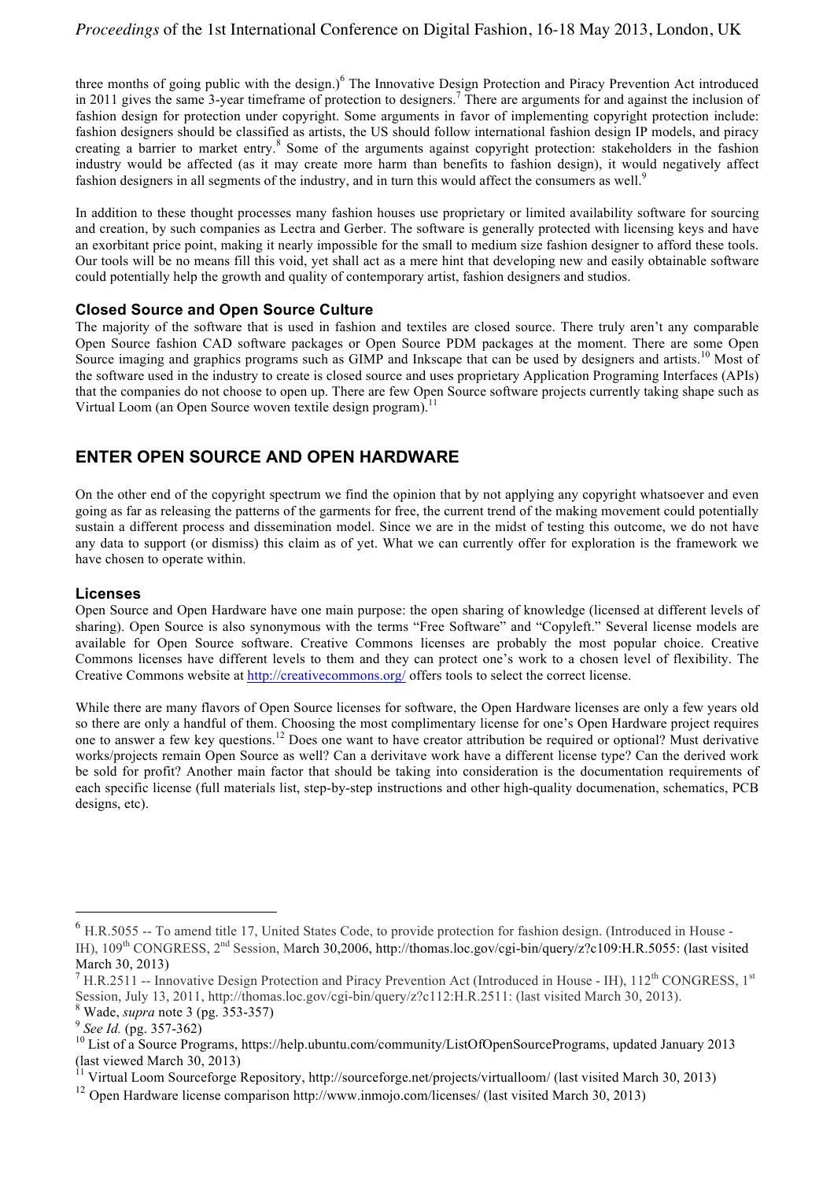three months of going public with the design.)[6] The Innovative Design Protection and Piracy Prevention Act introduced in 2011 gives the same 3-year timeframe of protection to designers.[7] There are arguments for and against the inclusion of fashion design for protection under copyright. Some arguments in favor of implementing copyright protection include: fashion designers should be classified as artists, the US should follow international fashion design IP models, and piracy creating a barrier to market entry.[8] Some of the arguments against copyright protection: stakeholders in the fashion industry would be affected (as it may create more harm than benefits to fashion design), it would negatively affect fashion designers in all segments of the industry, and in turn this would affect the consumers as well.[9]

In addition to these thought processes many fashion houses use proprietary or limited availability software for sourcing and creation, by such companies as Lectra and Gerber. The software is generally protected with licensing keys and have an exorbitant price point, making it nearly impossible for the small to medium size fashion designer to afford these tools. Our tools will be no means fill this void, yet shall act as a mere hint that developing new and easily obtainable software could potentially help the growth and quality of contemporary artist, fashion designers and studios.

### Closed Source and Open Source Culture

The majority of the software that is used in fashion and textiles are closed source. There truly aren't any comparable Open Source fashion CAD software packages or Open Source PDM packages at the moment. There are some Open Source imaging and graphics programs such as GIMP and Inkscape that can be used by designers and artists.[10] Most of the software used in the industry to create is closed source and uses proprietary Application Programing Interfaces (APIs) that the companies do not choose to open up. There are few Open Source software projects currently taking shape such as Virtual Loom (an Open Source woven textile design program).[11]

## ENTER OPEN SOURCE AND OPEN HARDWARE

On the other end of the copyright spectrum we find the opinion that by not applying any copyright whatsoever and even going as far as releasing the patterns of the garments for free, the current trend of the making movement could potentially sustain a different process and dissemination model. Since we are in the midst of testing this outcome, we do not have any data to support (or dismiss) this claim as of yet. What we can currently offer for exploration is the framework we have chosen to operate within.

### Licenses

Open Source and Open Hardware have one main purpose: the open sharing of knowledge (licensed at different levels of sharing). Open Source is also synonymous with the terms "Free Software" and "Copyleft." Several license models are available for Open Source software. Creative Commons licenses are probably the most popular choice. Creative Commons licenses have different levels to them and they can protect one's work to a chosen level of flexibility. The Creative Commons website at http://creativecommons.org/ offers tools to select the correct license.

While there are many flavors of Open Source licenses for software, the Open Hardware licenses are only a few years old so there are only a handful of them. Choosing the most complimentary license for one's Open Hardware project requires one to answer a few key questions.[12] Does one want to have creator attribution be required or optional? Must derivative works/projects remain Open Source as well? Can a derivitave work have a different license type? Can the derived work be sold for profit? Another main factor that should be taking into consideration is the documentation requirements of each specific license (full materials list, step-by-step instructions and other high-quality documenation, schematics, PCB designs, etc).

---

[6] H.R.5055 -- To amend title 17, United States Code, to provide protection for fashion design. (Introduced in House - IH), 109th CONGRESS, 2nd Session, March 30,2006, http://thomas.loc.gov/cgi-bin/query/z?c109:H.R.5055: (last visited March 30, 2013)

[7] H.R.2511 -- Innovative Design Protection and Piracy Prevention Act (Introduced in House - IH), 112th CONGRESS, 1st Session, July 13, 2011, http://thomas.loc.gov/cgi-bin/query/z?c112:H.R.2511: (last visited March 30, 2013).

[8] Wade, *supra* note 3 (pg. 353-357)

[9] *See Id.* (pg. 357-362)

[10] List of a Source Programs, https://help.ubuntu.com/community/ListOfOpenSourcePrograms, updated January 2013 (last viewed March 30, 2013)

[11] Virtual Loom Sourceforge Repository, http://sourceforge.net/projects/virtualloom/ (last visited March 30, 2013)

[12] Open Hardware license comparison http://www.inmojo.com/licenses/ (last visited March 30, 2013)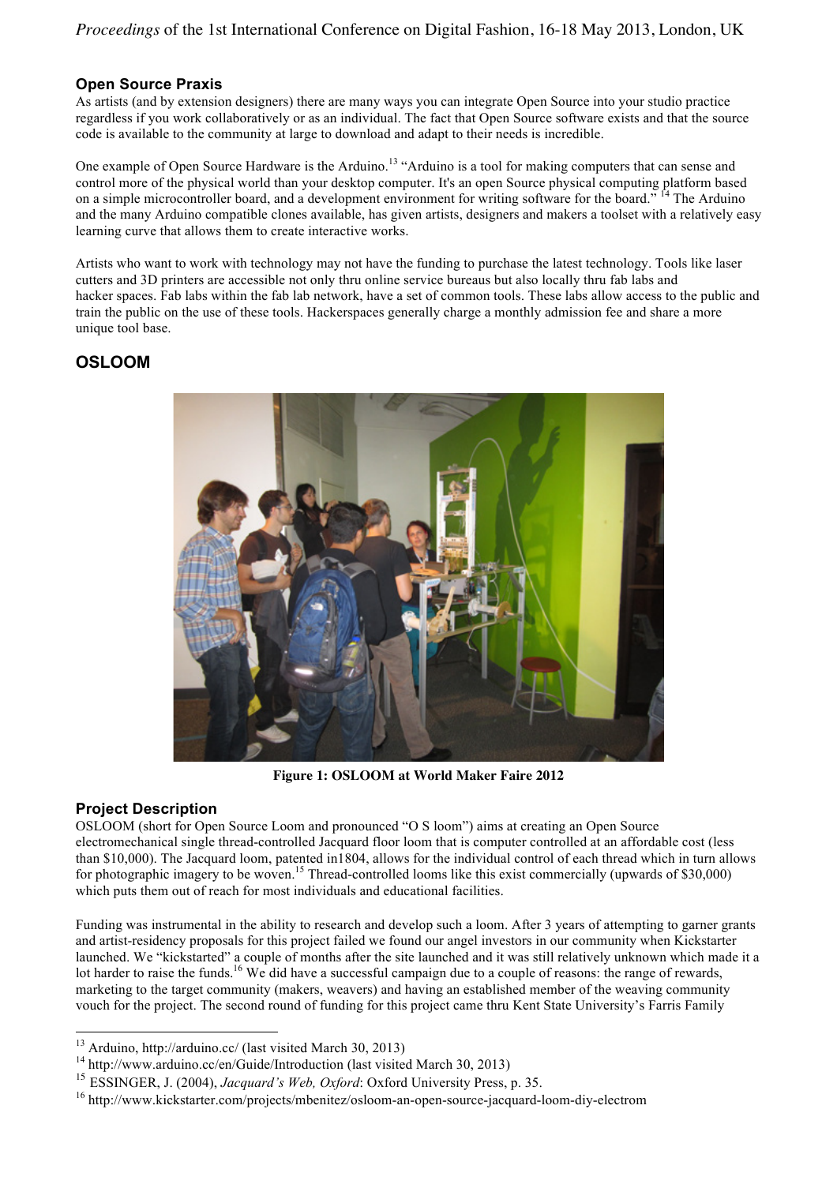### Open Source Praxis

As artists (and by extension designers) there are many ways you can integrate Open Source into your studio practice regardless if you work collaboratively or as an individual. The fact that Open Source software exists and that the source code is available to the community at large to download and adapt to their needs is incredible.

One example of Open Source Hardware is the Arduino.[13] "Arduino is a tool for making computers that can sense and control more of the physical world than your desktop computer. It's an open Source physical computing platform based on a simple microcontroller board, and a development environment for writing software for the board." [14] The Arduino and the many Arduino compatible clones available, has given artists, designers and makers a toolset with a relatively easy learning curve that allows them to create interactive works.

Artists who want to work with technology may not have the funding to purchase the latest technology. Tools like laser cutters and 3D printers are accessible not only thru online service bureaus but also locally thru fab labs and hacker spaces. Fab labs within the fab lab network, have a set of common tools. These labs allow access to the public and train the public on the use of these tools. Hackerspaces generally charge a monthly admission fee and share a more unique tool base.

## OSLOOM

**Figure 1: OSLOOM at World Maker Faire 2012**

### Project Description

OSLOOM (short for Open Source Loom and pronounced "O S loom") aims at creating an Open Source electromechanical single thread-controlled Jacquard floor loom that is computer controlled at an affordable cost (less than $10,000). The Jacquard loom, patented in1804, allows for the individual control of each thread which in turn allows for photographic imagery to be woven.[15] Thread-controlled looms like this exist commercially (upwards of $30,000) which puts them out of reach for most individuals and educational facilities.

Funding was instrumental in the ability to research and develop such a loom. After 3 years of attempting to garner grants and artist-residency proposals for this project failed we found our angel investors in our community when Kickstarter launched. We "kickstarted" a couple of months after the site launched and it was still relatively unknown which made it a lot harder to raise the funds.[16] We did have a successful campaign due to a couple of reasons: the range of rewards, marketing to the target community (makers, weavers) and having an established member of the weaving community vouch for the project. The second round of funding for this project came thru Kent State University's Farris Family

---

[13] Arduino, http://arduino.cc/ (last visited March 30, 2013)

[14] http://www.arduino.cc/en/Guide/Introduction (last visited March 30, 2013)

[15] ESSINGER, J. (2004), *Jacquard's Web, Oxford*: Oxford University Press, p. 35.

[16] http://www.kickstarter.com/projects/mbenitez/osloom-an-open-source-jacquard-loom-diy-electrom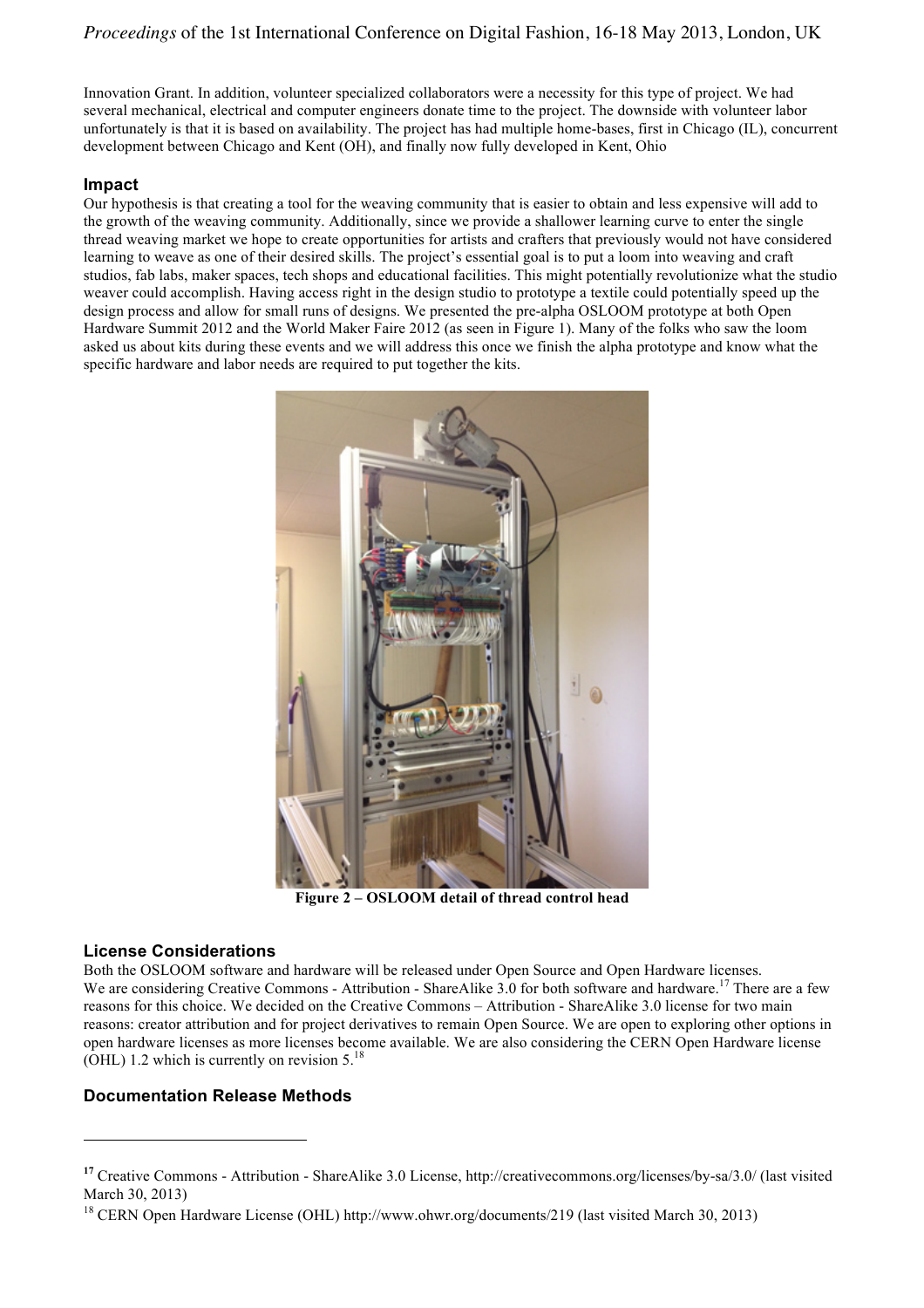Innovation Grant. In addition, volunteer specialized collaborators were a necessity for this type of project. We had several mechanical, electrical and computer engineers donate time to the project. The downside with volunteer labor unfortunately is that it is based on availability. The project has had multiple home-bases, first in Chicago (IL), concurrent development between Chicago and Kent (OH), and finally now fully developed in Kent, Ohio

## Impact

Our hypothesis is that creating a tool for the weaving community that is easier to obtain and less expensive will add to the growth of the weaving community. Additionally, since we provide a shallower learning curve to enter the single thread weaving market we hope to create opportunities for artists and crafters that previously would not have considered learning to weave as one of their desired skills. The project's essential goal is to put a loom into weaving and craft studios, fab labs, maker spaces, tech shops and educational facilities. This might potentially revolutionize what the studio weaver could accomplish. Having access right in the design studio to prototype a textile could potentially speed up the design process and allow for small runs of designs. We presented the pre-alpha OSLOOM prototype at both Open Hardware Summit 2012 and the World Maker Faire 2012 (as seen in Figure 1). Many of the folks who saw the loom asked us about kits during these events and we will address this once we finish the alpha prototype and know what the specific hardware and labor needs are required to put together the kits.

**Figure 2 – OSLOOM detail of thread control head**

## License Considerations

Both the OSLOOM software and hardware will be released under Open Source and Open Hardware licenses. We are considering Creative Commons - Attribution - ShareAlike 3.0 for both software and hardware.[17] There are a few reasons for this choice. We decided on the Creative Commons – Attribution - ShareAlike 3.0 license for two main reasons: creator attribution and for project derivatives to remain Open Source. We are open to exploring other options in open hardware licenses as more licenses become available. We are also considering the CERN Open Hardware license (OHL) 1.2 which is currently on revision 5.[18]

## Documentation Release Methods

---

[17] Creative Commons - Attribution - ShareAlike 3.0 License, http://creativecommons.org/licenses/by-sa/3.0/ (last visited March 30, 2013)

[18] CERN Open Hardware License (OHL) http://www.ohwr.org/documents/219 (last visited March 30, 2013)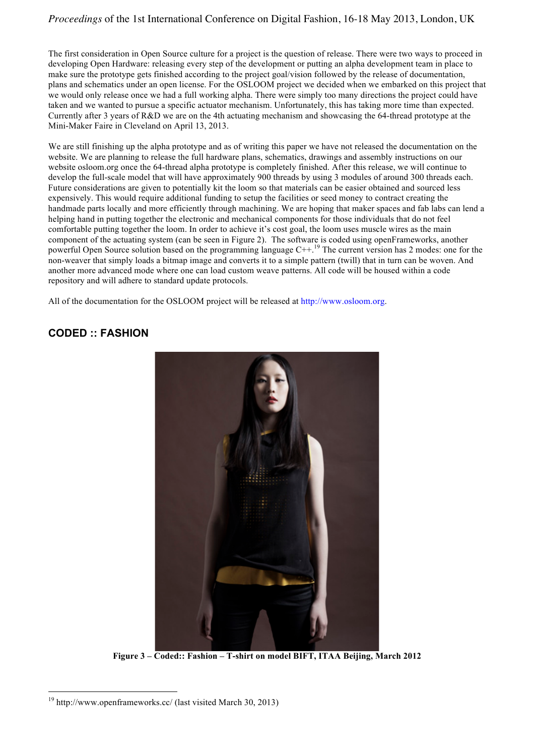The first consideration in Open Source culture for a project is the question of release. There were two ways to proceed in developing Open Hardware: releasing every step of the development or putting an alpha development team in place to make sure the prototype gets finished according to the project goal/vision followed by the release of documentation, plans and schematics under an open license. For the OSLOOM project we decided when we embarked on this project that we would only release once we had a full working alpha. There were simply too many directions the project could have taken and we wanted to pursue a specific actuator mechanism. Unfortunately, this has taking more time than expected. Currently after 3 years of R&D we are on the 4th actuating mechanism and showcasing the 64-thread prototype at the Mini-Maker Faire in Cleveland on April 13, 2013.

We are still finishing up the alpha prototype and as of writing this paper we have not released the documentation on the website. We are planning to release the full hardware plans, schematics, drawings and assembly instructions on our website osloom.org once the 64-thread alpha prototype is completely finished. After this release, we will continue to develop the full-scale model that will have approximately 900 threads by using 3 modules of around 300 threads each. Future considerations are given to potentially kit the loom so that materials can be easier obtained and sourced less expensively. This would require additional funding to setup the facilities or seed money to contract creating the handmade parts locally and more efficiently through machining. We are hoping that maker spaces and fab labs can lend a helping hand in putting together the electronic and mechanical components for those individuals that do not feel comfortable putting together the loom. In order to achieve it's cost goal, the loom uses muscle wires as the main component of the actuating system (can be seen in Figure 2). The software is coded using openFrameworks, another powerful Open Source solution based on the programming language C++.[19] The current version has 2 modes: one for the non-weaver that simply loads a bitmap image and converts it to a simple pattern (twill) that in turn can be woven. And another more advanced mode where one can load custom weave patterns. All code will be housed within a code repository and will adhere to standard update protocols.

All of the documentation for the OSLOOM project will be released at http://www.osloom.org.

## CODED :: FASHION

**Figure 3 – Coded:: Fashion – T-shirt on model BIFT, ITAA Beijing, March 2012**

[19] http://www.openframeworks.cc/ (last visited March 30, 2013)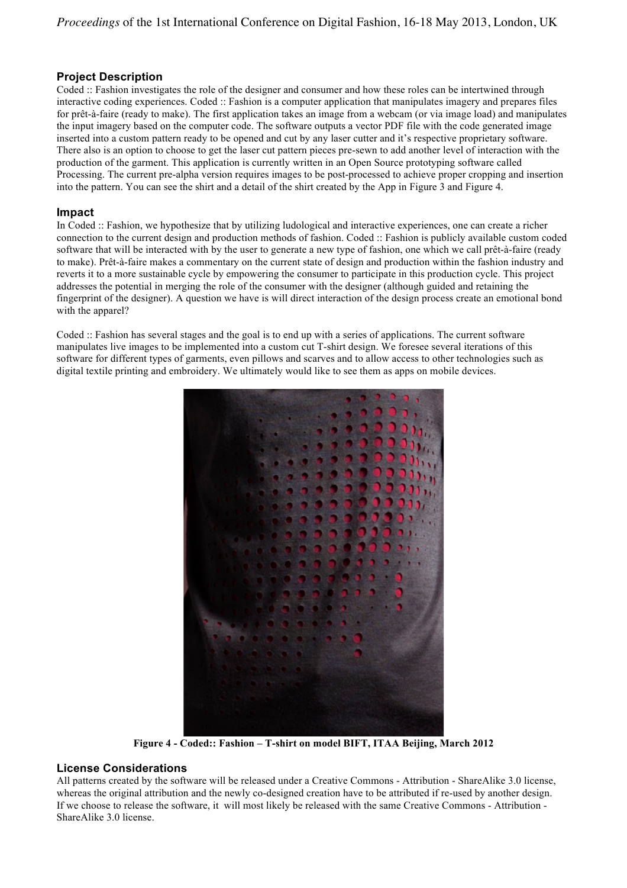## Project Description

Coded :: Fashion investigates the role of the designer and consumer and how these roles can be intertwined through interactive coding experiences. Coded :: Fashion is a computer application that manipulates imagery and prepares files for prêt-à-faire (ready to make). The first application takes an image from a webcam (or via image load) and manipulates the input imagery based on the computer code. The software outputs a vector PDF file with the code generated image inserted into a custom pattern ready to be opened and cut by any laser cutter and it's respective proprietary software. There also is an option to choose to get the laser cut pattern pieces pre-sewn to add another level of interaction with the production of the garment. This application is currently written in an Open Source prototyping software called Processing. The current pre-alpha version requires images to be post-processed to achieve proper cropping and insertion into the pattern. You can see the shirt and a detail of the shirt created by the App in Figure 3 and Figure 4.

## Impact

In Coded :: Fashion, we hypothesize that by utilizing ludological and interactive experiences, one can create a richer connection to the current design and production methods of fashion. Coded :: Fashion is publicly available custom coded software that will be interacted with by the user to generate a new type of fashion, one which we call prêt-à-faire (ready to make). Prêt-à-faire makes a commentary on the current state of design and production within the fashion industry and reverts it to a more sustainable cycle by empowering the consumer to participate in this production cycle. This project addresses the potential in merging the role of the consumer with the designer (although guided and retaining the fingerprint of the designer). A question we have is will direct interaction of the design process create an emotional bond with the apparel?

Coded :: Fashion has several stages and the goal is to end up with a series of applications. The current software manipulates live images to be implemented into a custom cut T-shirt design. We foresee several iterations of this software for different types of garments, even pillows and scarves and to allow access to other technologies such as digital textile printing and embroidery. We ultimately would like to see them as apps on mobile devices.

**Figure 4 - Coded:: Fashion – T-shirt on model BIFT, ITAA Beijing, March 2012**

## License Considerations

All patterns created by the software will be released under a Creative Commons - Attribution - ShareAlike 3.0 license, whereas the original attribution and the newly co-designed creation have to be attributed if re-used by another design. If we choose to release the software, it will most likely be released with the same Creative Commons - Attribution - ShareAlike 3.0 license.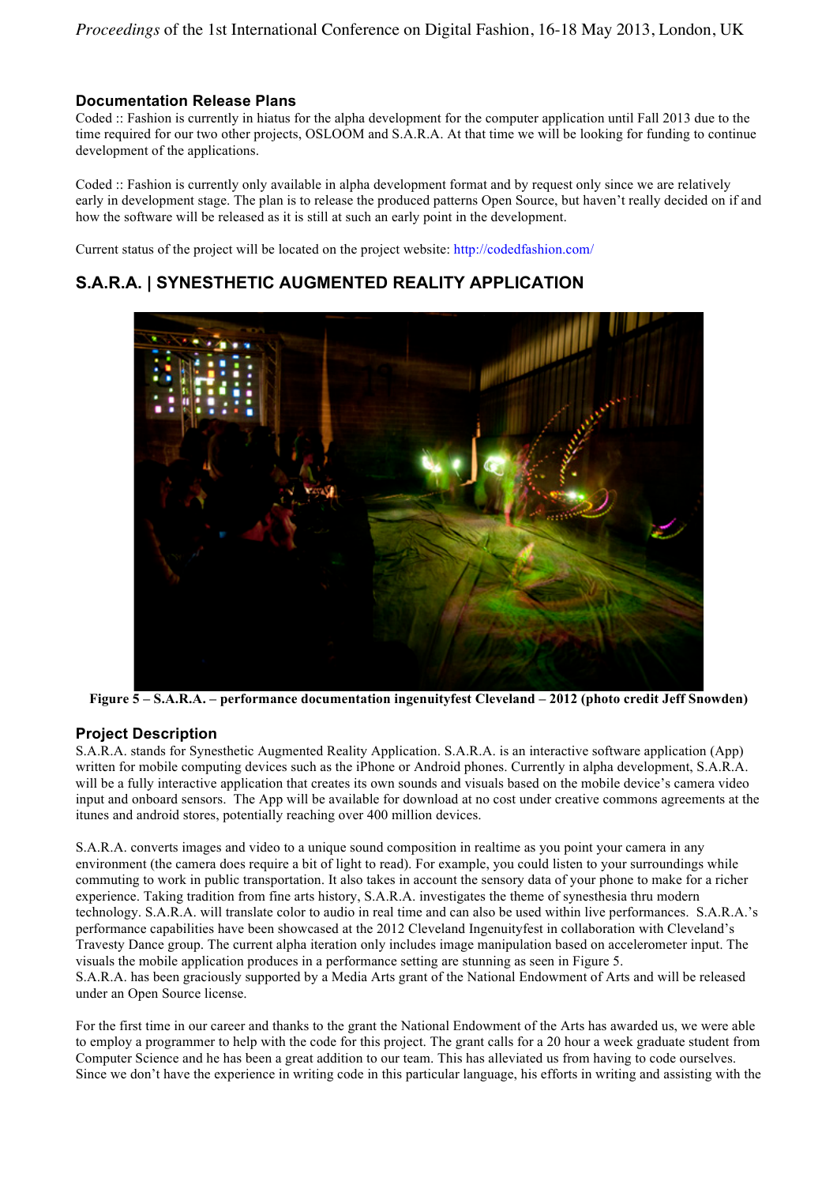### Documentation Release Plans

Coded :: Fashion is currently in hiatus for the alpha development for the computer application until Fall 2013 due to the time required for our two other projects, OSLOOM and S.A.R.A. At that time we will be looking for funding to continue development of the applications.

Coded :: Fashion is currently only available in alpha development format and by request only since we are relatively early in development stage. The plan is to release the produced patterns Open Source, but haven't really decided on if and how the software will be released as it is still at such an early point in the development.

Current status of the project will be located on the project website: http://codedfashion.com/

## S.A.R.A. | SYNESTHETIC AUGMENTED REALITY APPLICATION

**Figure 5 – S.A.R.A. – performance documentation ingenuityfest Cleveland – 2012 (photo credit Jeff Snowden)**

### Project Description

S.A.R.A. stands for Synesthetic Augmented Reality Application. S.A.R.A. is an interactive software application (App) written for mobile computing devices such as the iPhone or Android phones. Currently in alpha development, S.A.R.A. will be a fully interactive application that creates its own sounds and visuals based on the mobile device's camera video input and onboard sensors. The App will be available for download at no cost under creative commons agreements at the itunes and android stores, potentially reaching over 400 million devices.

S.A.R.A. converts images and video to a unique sound composition in realtime as you point your camera in any environment (the camera does require a bit of light to read). For example, you could listen to your surroundings while commuting to work in public transportation. It also takes in account the sensory data of your phone to make for a richer experience. Taking tradition from fine arts history, S.A.R.A. investigates the theme of synesthesia thru modern technology. S.A.R.A. will translate color to audio in real time and can also be used within live performances. S.A.R.A.'s performance capabilities have been showcased at the 2012 Cleveland Ingenuityfest in collaboration with Cleveland's Travesty Dance group. The current alpha iteration only includes image manipulation based on accelerometer input. The visuals the mobile application produces in a performance setting are stunning as seen in Figure 5.
S.A.R.A. has been graciously supported by a Media Arts grant of the National Endowment of Arts and will be released under an Open Source license.

For the first time in our career and thanks to the grant the National Endowment of the Arts has awarded us, we were able to employ a programmer to help with the code for this project. The grant calls for a 20 hour a week graduate student from Computer Science and he has been a great addition to our team. This has alleviated us from having to code ourselves. Since we don't have the experience in writing code in this particular language, his efforts in writing and assisting with the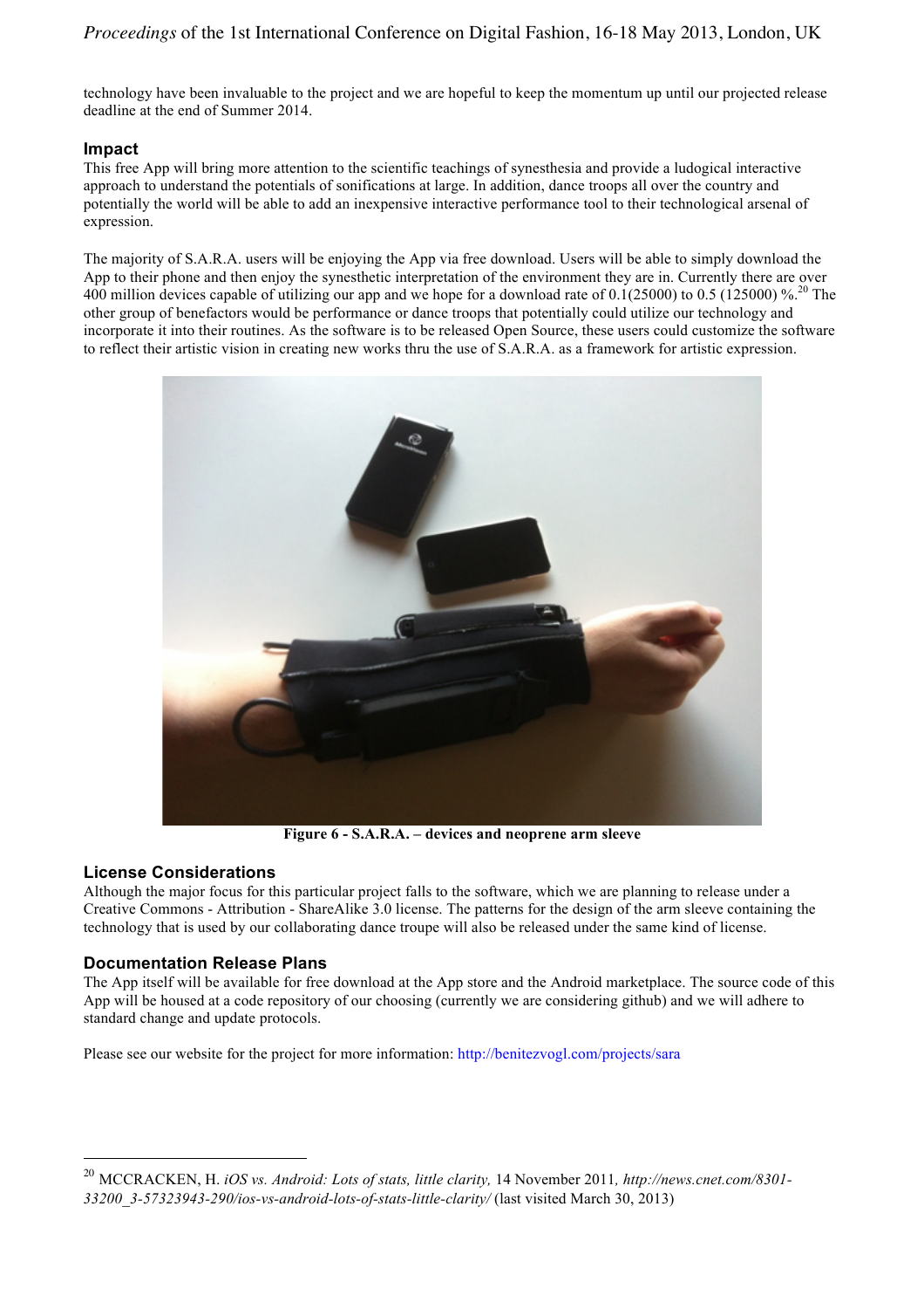technology have been invaluable to the project and we are hopeful to keep the momentum up until our projected release deadline at the end of Summer 2014.

## Impact

This free App will bring more attention to the scientific teachings of synesthesia and provide a ludogical interactive approach to understand the potentials of sonifications at large. In addition, dance troops all over the country and potentially the world will be able to add an inexpensive interactive performance tool to their technological arsenal of expression.

The majority of S.A.R.A. users will be enjoying the App via free download. Users will be able to simply download the App to their phone and then enjoy the synesthetic interpretation of the environment they are in. Currently there are over 400 million devices capable of utilizing our app and we hope for a download rate of 0.1(25000) to 0.5 (125000) %.[20] The other group of benefactors would be performance or dance troops that potentially could utilize our technology and incorporate it into their routines. As the software is to be released Open Source, these users could customize the software to reflect their artistic vision in creating new works thru the use of S.A.R.A. as a framework for artistic expression.

**Figure 6 - S.A.R.A. – devices and neoprene arm sleeve**

## License Considerations

Although the major focus for this particular project falls to the software, which we are planning to release under a Creative Commons - Attribution - ShareAlike 3.0 license. The patterns for the design of the arm sleeve containing the technology that is used by our collaborating dance troupe will also be released under the same kind of license.

## Documentation Release Plans

The App itself will be available for free download at the App store and the Android marketplace. The source code of this App will be housed at a code repository of our choosing (currently we are considering github) and we will adhere to standard change and update protocols.

Please see our website for the project for more information: http://benitezvogl.com/projects/sara

---

[20] MCCRACKEN, H. *iOS vs. Android: Lots of stats, little clarity,* 14 November 2011, *http://news.cnet.com/8301-33200_3-57323943-290/ios-vs-android-lots-of-stats-little-clarity/* (last visited March 30, 2013)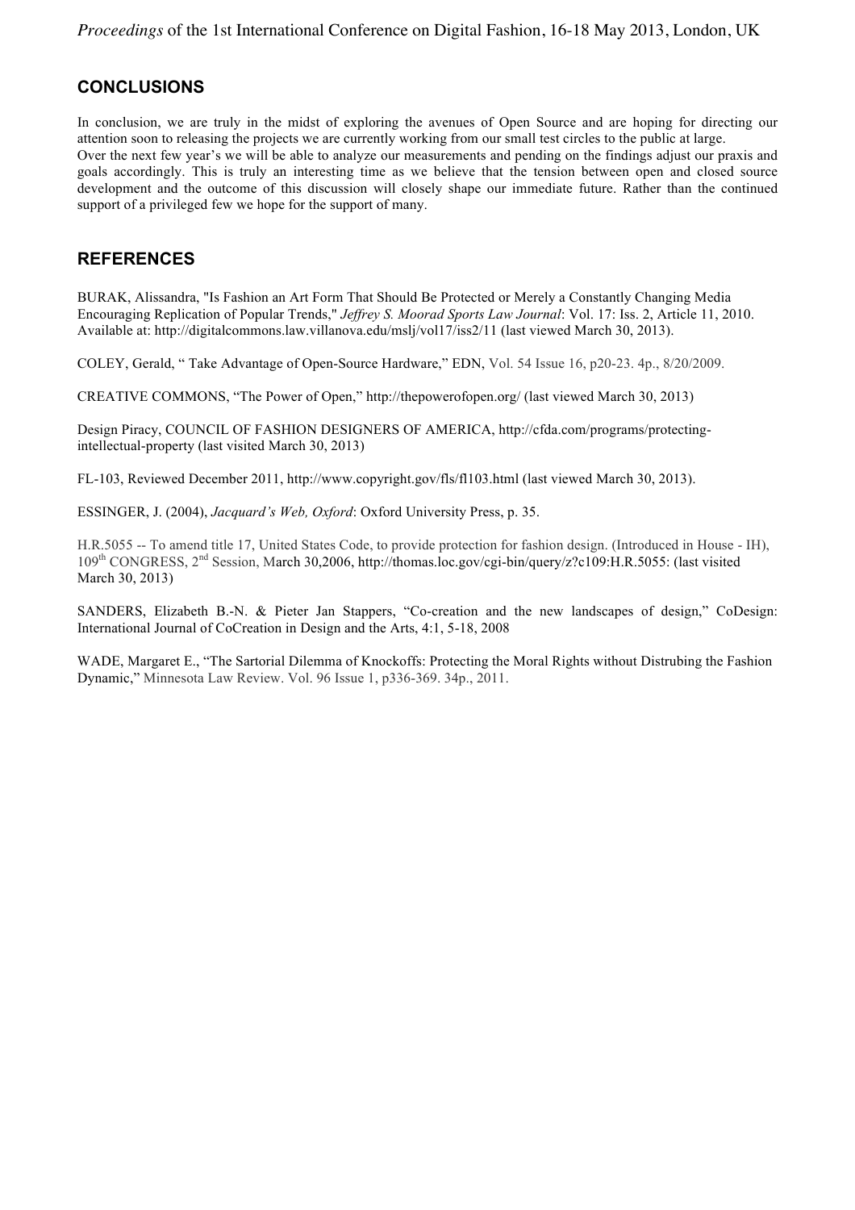## CONCLUSIONS

In conclusion, we are truly in the midst of exploring the avenues of Open Source and are hoping for directing our attention soon to releasing the projects we are currently working from our small test circles to the public at large.
Over the next few year's we will be able to analyze our measurements and pending on the findings adjust our praxis and goals accordingly. This is truly an interesting time as we believe that the tension between open and closed source development and the outcome of this discussion will closely shape our immediate future. Rather than the continued support of a privileged few we hope for the support of many.

## REFERENCES

BURAK, Alissandra, "Is Fashion an Art Form That Should Be Protected or Merely a Constantly Changing Media Encouraging Replication of Popular Trends," *Jeffrey S. Moorad Sports Law Journal*: Vol. 17: Iss. 2, Article 11, 2010. Available at: http://digitalcommons.law.villanova.edu/mslj/vol17/iss2/11 (last viewed March 30, 2013).

COLEY, Gerald, " Take Advantage of Open-Source Hardware," EDN, Vol. 54 Issue 16, p20-23. 4p., 8/20/2009.

CREATIVE COMMONS, "The Power of Open," http://thepowerofopen.org/ (last viewed March 30, 2013)

Design Piracy, COUNCIL OF FASHION DESIGNERS OF AMERICA, http://cfda.com/programs/protecting-intellectual-property (last visited March 30, 2013)

FL-103, Reviewed December 2011, http://www.copyright.gov/fls/fl103.html (last viewed March 30, 2013).

ESSINGER, J. (2004), *Jacquard's Web, Oxford*: Oxford University Press, p. 35.

H.R.5055 -- To amend title 17, United States Code, to provide protection for fashion design. (Introduced in House - IH), 109th CONGRESS, 2nd Session, March 30,2006, http://thomas.loc.gov/cgi-bin/query/z?c109:H.R.5055: (last visited March 30, 2013)

SANDERS, Elizabeth B.-N. & Pieter Jan Stappers, "Co-creation and the new landscapes of design," CoDesign: International Journal of CoCreation in Design and the Arts, 4:1, 5-18, 2008

WADE, Margaret E., "The Sartorial Dilemma of Knockoffs: Protecting the Moral Rights without Distrubing the Fashion Dynamic," Minnesota Law Review. Vol. 96 Issue 1, p336-369. 34p., 2011.